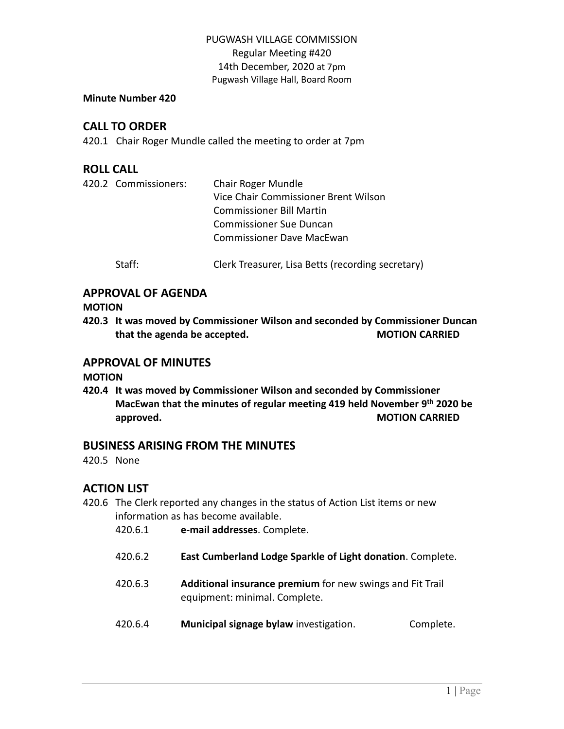PUGWASH VILLAGE COMMISSION
Regular Meeting #420
14th December, 2020 at 7pm
Pugwash Village Hall, Board Room

**Minute Number 420**

## CALL TO ORDER

420.1 Chair Roger Mundle called the meeting to order at 7pm

## ROLL CALL

420.2 Commissioners:

- Chair Roger Mundle
- Vice Chair Commissioner Brent Wilson
- Commissioner Bill Martin
- Commissioner Sue Duncan
- Commissioner Dave MacEwan

Staff: Clerk Treasurer, Lisa Betts (recording secretary)

## APPROVAL OF AGENDA

**MOTION**

**420.3 It was moved by Commissioner Wilson and seconded by Commissioner Duncan that the agenda be accepted. MOTION CARRIED**

## APPROVAL OF MINUTES

**MOTION**

**420.4 It was moved by Commissioner Wilson and seconded by Commissioner MacEwan that the minutes of regular meeting 419 held November 9th 2020 be approved. MOTION CARRIED**

## BUSINESS ARISING FROM THE MINUTES

420.5 None

## ACTION LIST

420.6 The Clerk reported any changes in the status of Action List items or new information as has become available.

420.6.1 **e-mail addresses**. Complete.

420.6.2 **East Cumberland Lodge Sparkle of Light donation**. Complete.

420.6.3 **Additional insurance premium** for new swings and Fit Trail equipment: minimal. Complete.

420.6.4 **Municipal signage bylaw** investigation. Complete.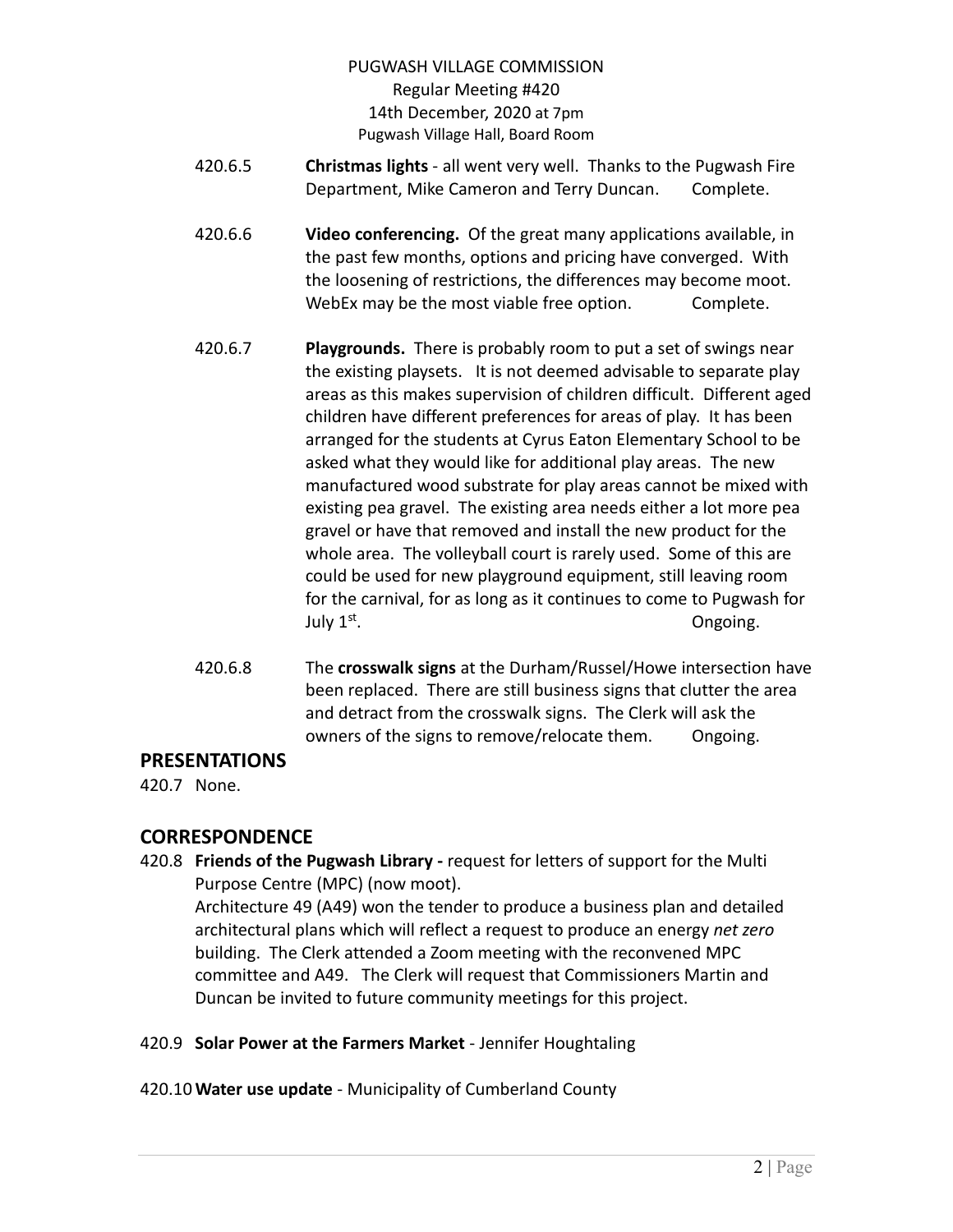420.6.5 **Christmas lights** - all went very well. Thanks to the Pugwash Fire Department, Mike Cameron and Terry Duncan. Complete.

420.6.6 **Video conferencing.** Of the great many applications available, in the past few months, options and pricing have converged. With the loosening of restrictions, the differences may become moot. WebEx may be the most viable free option. Complete.

420.6.7 **Playgrounds.** There is probably room to put a set of swings near the existing playsets. It is not deemed advisable to separate play areas as this makes supervision of children difficult. Different aged children have different preferences for areas of play. It has been arranged for the students at Cyrus Eaton Elementary School to be asked what they would like for additional play areas. The new manufactured wood substrate for play areas cannot be mixed with existing pea gravel. The existing area needs either a lot more pea gravel or have that removed and install the new product for the whole area. The volleyball court is rarely used. Some of this are could be used for new playground equipment, still leaving room for the carnival, for as long as it continues to come to Pugwash for July 1st. Ongoing.

420.6.8 The **crosswalk signs** at the Durham/Russel/Howe intersection have been replaced. There are still business signs that clutter the area and detract from the crosswalk signs. The Clerk will ask the owners of the signs to remove/relocate them. Ongoing.

## PRESENTATIONS

420.7 None.

## CORRESPONDENCE

420.8 **Friends of the Pugwash Library -** request for letters of support for the Multi Purpose Centre (MPC) (now moot).
Architecture 49 (A49) won the tender to produce a business plan and detailed architectural plans which will reflect a request to produce an energy *net zero* building. The Clerk attended a Zoom meeting with the reconvened MPC committee and A49. The Clerk will request that Commissioners Martin and Duncan be invited to future community meetings for this project.

420.9 **Solar Power at the Farmers Market** - Jennifer Houghtaling

420.10 **Water use update** - Municipality of Cumberland County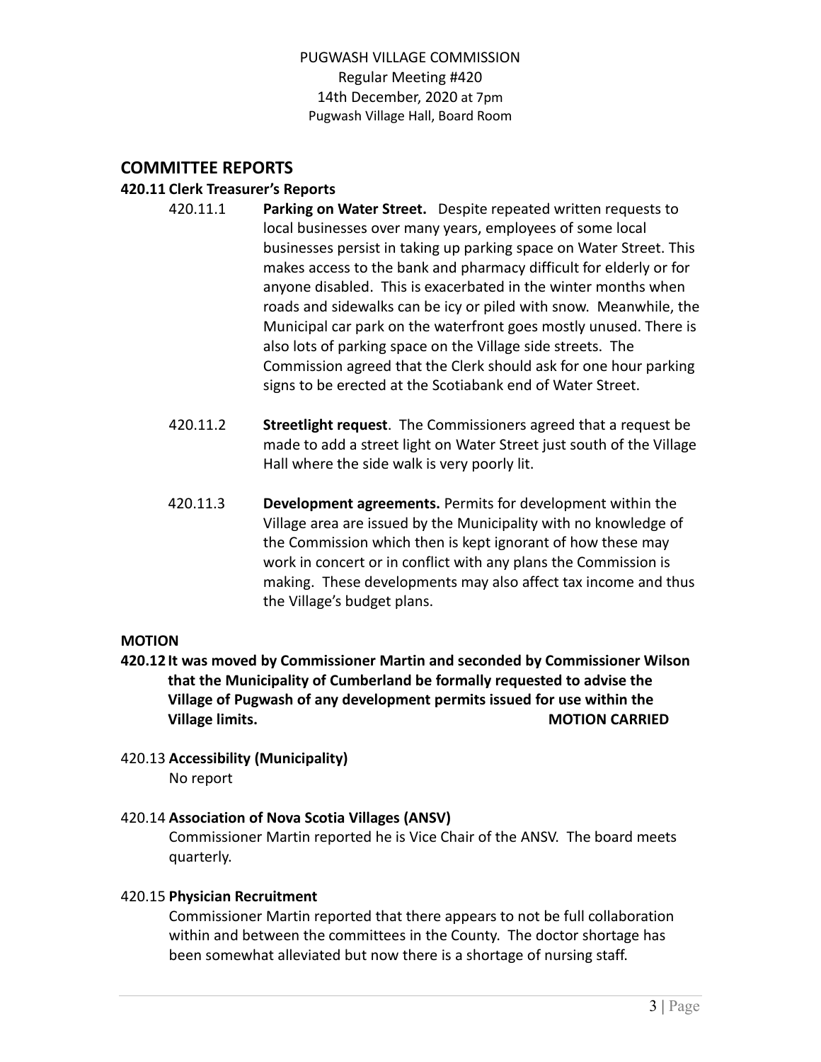PUGWASH VILLAGE COMMISSION
Regular Meeting #420
14th December, 2020 at 7pm
Pugwash Village Hall, Board Room

## COMMITTEE REPORTS

### 420.11 Clerk Treasurer's Reports

420.11.1 **Parking on Water Street.** Despite repeated written requests to local businesses over many years, employees of some local businesses persist in taking up parking space on Water Street. This makes access to the bank and pharmacy difficult for elderly or for anyone disabled. This is exacerbated in the winter months when roads and sidewalks can be icy or piled with snow. Meanwhile, the Municipal car park on the waterfront goes mostly unused. There is also lots of parking space on the Village side streets. The Commission agreed that the Clerk should ask for one hour parking signs to be erected at the Scotiabank end of Water Street.

420.11.2 **Streetlight request**. The Commissioners agreed that a request be made to add a street light on Water Street just south of the Village Hall where the side walk is very poorly lit.

420.11.3 **Development agreements.** Permits for development within the Village area are issued by the Municipality with no knowledge of the Commission which then is kept ignorant of how these may work in concert or in conflict with any plans the Commission is making. These developments may also affect tax income and thus the Village's budget plans.

**MOTION**

**420.12 It was moved by Commissioner Martin and seconded by Commissioner Wilson that the Municipality of Cumberland be formally requested to advise the Village of Pugwash of any development permits issued for use within the Village limits. MOTION CARRIED**

420.13 **Accessibility (Municipality)**
No report

420.14 **Association of Nova Scotia Villages (ANSV)**
Commissioner Martin reported he is Vice Chair of the ANSV. The board meets quarterly.

420.15 **Physician Recruitment**
Commissioner Martin reported that there appears to not be full collaboration within and between the committees in the County. The doctor shortage has been somewhat alleviated but now there is a shortage of nursing staff.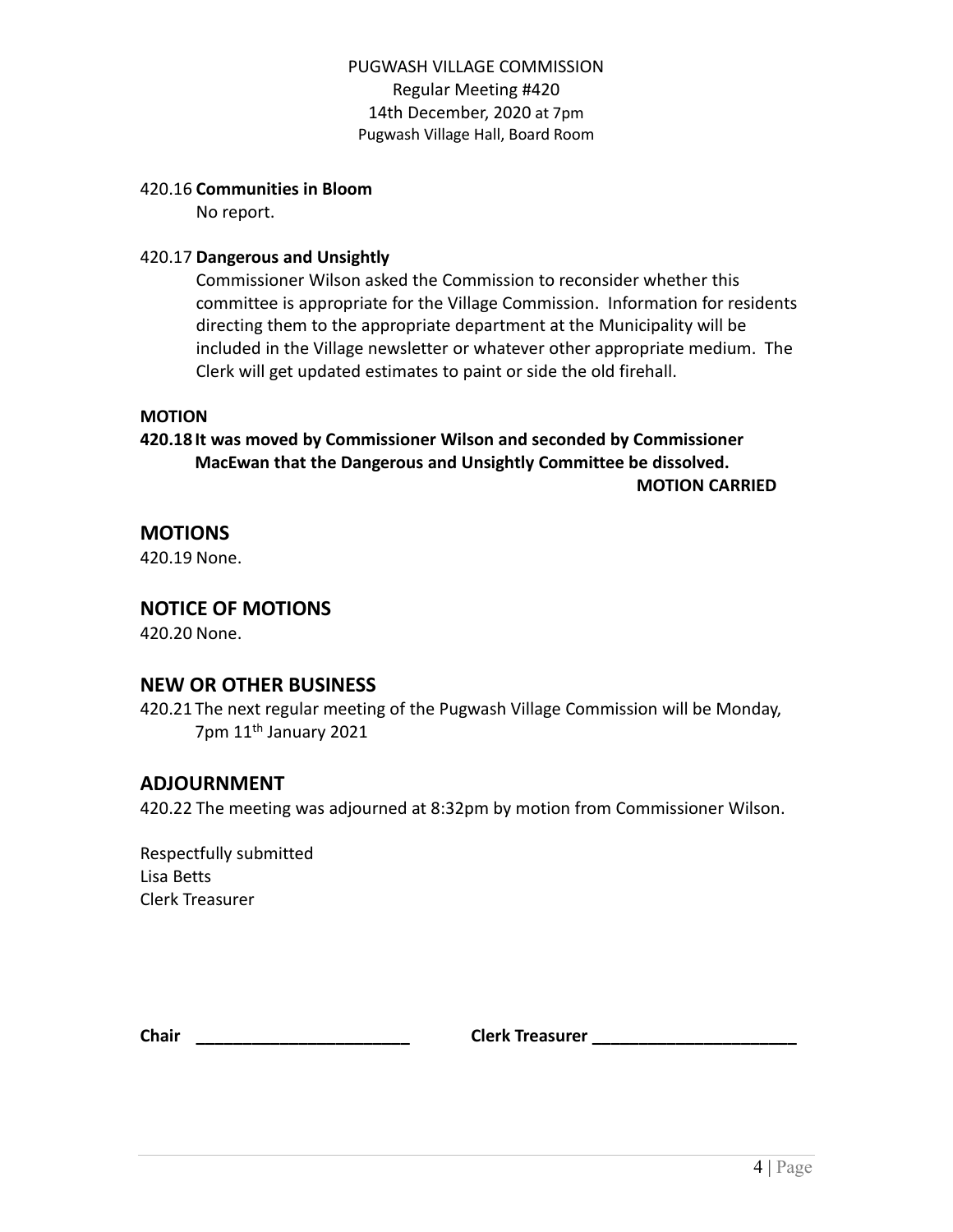PUGWASH VILLAGE COMMISSION
Regular Meeting #420
14th December, 2020 at 7pm
Pugwash Village Hall, Board Room

420.16 **Communities in Bloom**

No report.

420.17 **Dangerous and Unsightly**

Commissioner Wilson asked the Commission to reconsider whether this committee is appropriate for the Village Commission. Information for residents directing them to the appropriate department at the Municipality will be included in the Village newsletter or whatever other appropriate medium. The Clerk will get updated estimates to paint or side the old firehall.

**MOTION**

**420.18 It was moved by Commissioner Wilson and seconded by Commissioner MacEwan that the Dangerous and Unsightly Committee be dissolved.**

**MOTION CARRIED**

## MOTIONS

420.19 None.

## NOTICE OF MOTIONS

420.20 None.

## NEW OR OTHER BUSINESS

420.21 The next regular meeting of the Pugwash Village Commission will be Monday, 7pm 11th January 2021

## ADJOURNMENT

420.22 The meeting was adjourned at 8:32pm by motion from Commissioner Wilson.

Respectfully submitted
Lisa Betts
Clerk Treasurer

**Chair** _______________________ **Clerk Treasurer** _______________________